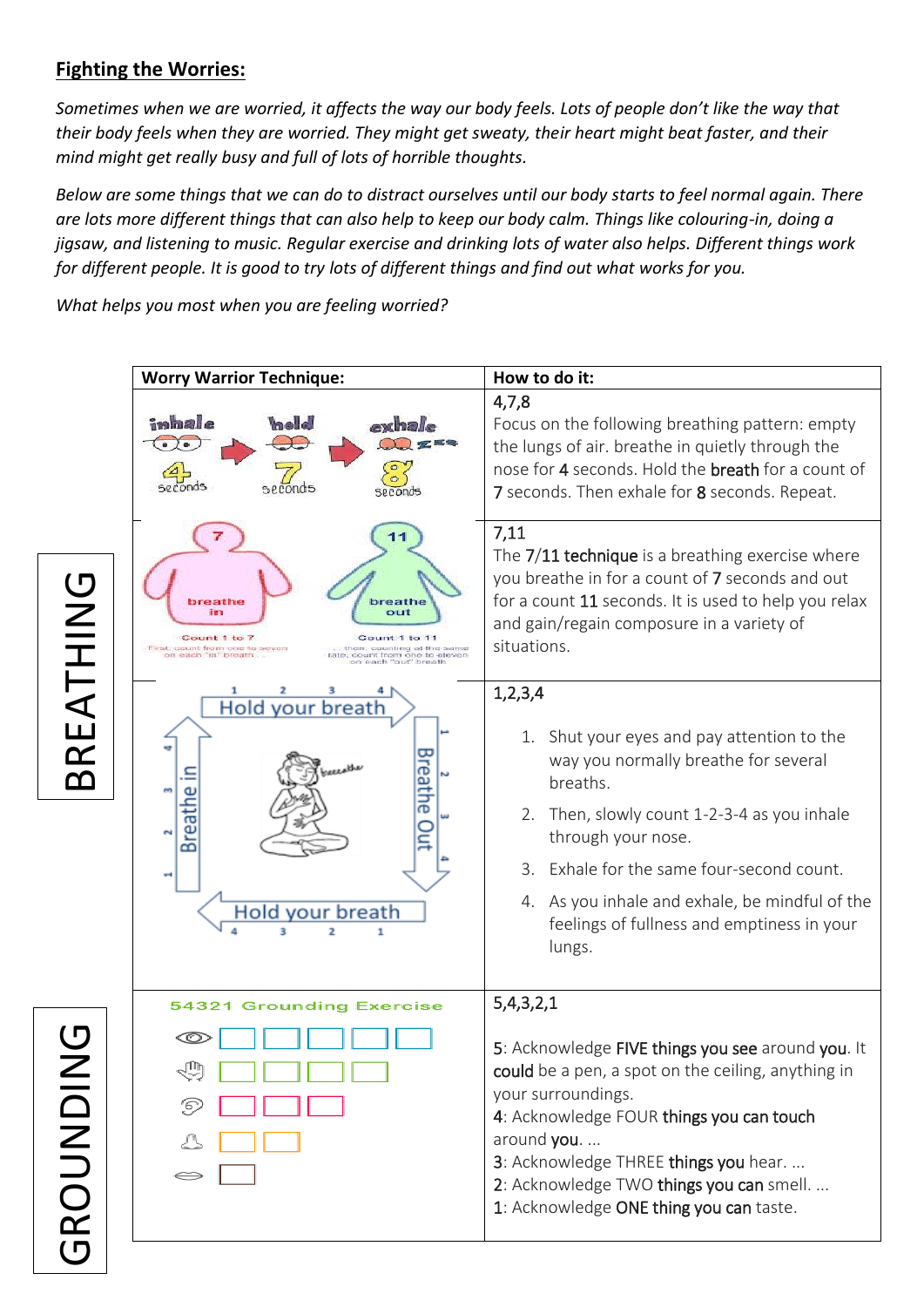## Fighting the Worries:

*Sometimes when we are worried, it affects the way our body feels. Lots of people don't like the way that their body feels when they are worried. They might get sweaty, their heart might beat faster, and their mind might get really busy and full of lots of horrible thoughts.*

*Below are some things that we can do to distract ourselves until our body starts to feel normal again. There are lots more different things that can also help to keep our body calm. Things like colouring-in, doing a jigsaw, and listening to music. Regular exercise and drinking lots of water also helps. Different things work for different people. It is good to try lots of different things and find out what works for you.*

*What helps you most when you are feeling worried?*

| | Worry Warrior Technique: | How to do it: |
|---|---|---|
| BREATHING | inhale 4 seconds → hold 7 seconds → exhale 8 seconds | 4,7,8<br>Focus on the following breathing pattern: empty the lungs of air. breathe in quietly through the nose for 4 seconds. Hold the breath for a count of 7 seconds. Then exhale for 8 seconds. Repeat. |
| | 7 breathe in — Count 1 to 7 — First, count from one to seven on each "in" breath . . .<br>11 breathe out — Count 1 to 11 — . . . then, counting at the same rate, count from one to eleven on each "out" breath | 7,11<br>The 7/11 technique is a breathing exercise where you breathe in for a count of 7 seconds and out for a count 11 seconds. It is used to help you relax and gain/regain composure in a variety of situations. |
| | Breathe in 1 2 3 4 → Hold your breath 1 2 3 4 → Breathe Out 1 2 3 4 → Hold your breath 4 3 2 1 | 1,2,3,4<br>1. Shut your eyes and pay attention to the way you normally breathe for several breaths.<br>2. Then, slowly count 1-2-3-4 as you inhale through your nose.<br>3. Exhale for the same four-second count.<br>4. As you inhale and exhale, be mindful of the feelings of fullness and emptiness in your lungs. |
| GROUNDING | 54321 Grounding Exercise | 5,4,3,2,1<br>5: Acknowledge FIVE things you see around you. It could be a pen, a spot on the ceiling, anything in your surroundings.<br>4: Acknowledge FOUR things you can touch around you. ...<br>3: Acknowledge THREE things you hear. ...<br>2: Acknowledge TWO things you can smell. ...<br>1: Acknowledge ONE thing you can taste. |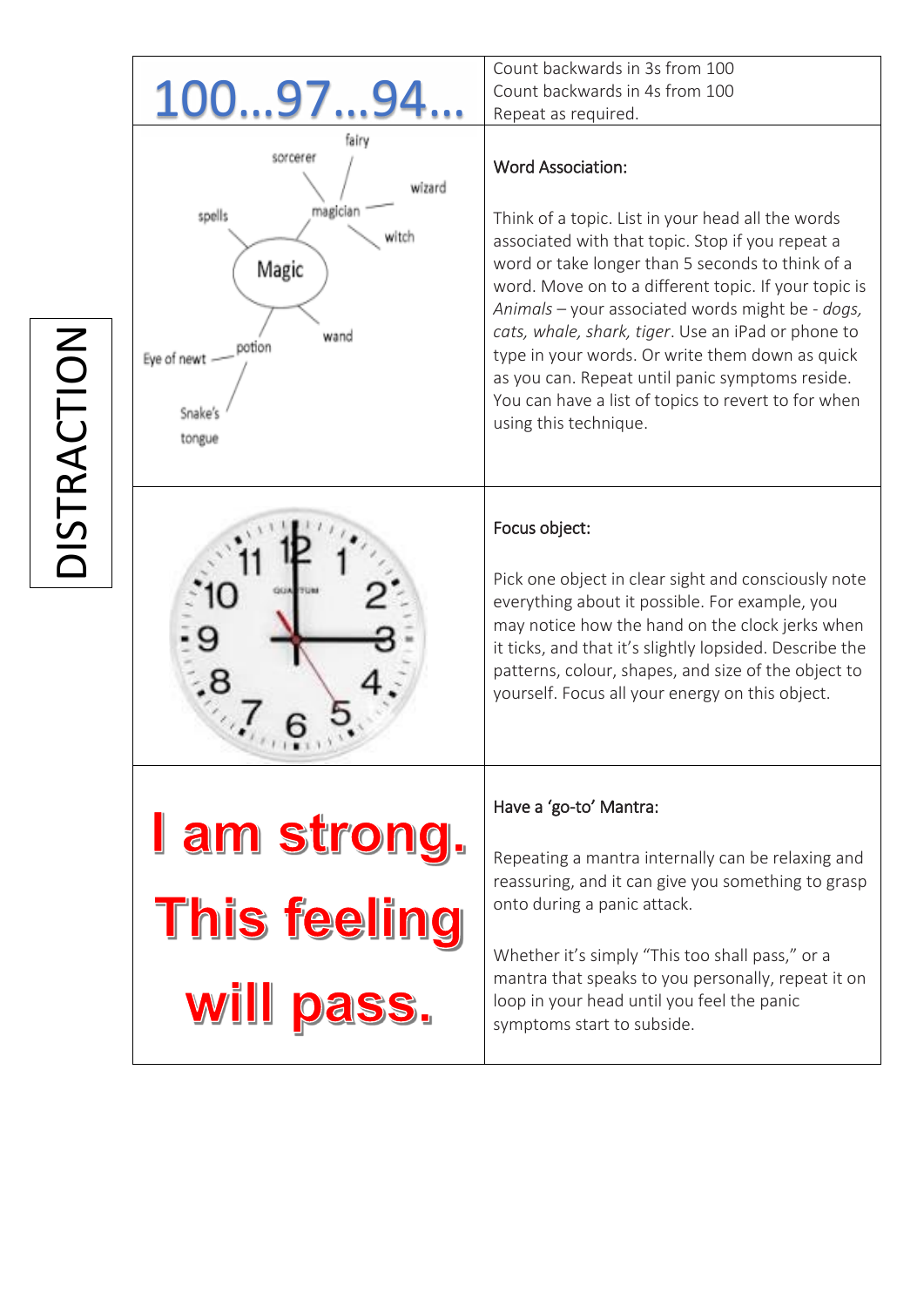# DISTRACTION

| | |
|---|---|
| 100…97…94… | Count backwards in 3s from 100<br>Count backwards in 4s from 100<br>Repeat as required. |
| Magic<br>spells<br>magician<br>sorcerer<br>fairy<br>wizard<br>witch<br>wand<br>potion<br>Eye of newt<br>Snake's tongue | Word Association:<br><br>Think of a topic. List in your head all the words associated with that topic. Stop if you repeat a word or take longer than 5 seconds to think of a word. Move on to a different topic. If your topic is *Animals* – your associated words might be - *dogs, cats, whale, shark, tiger*. Use an iPad or phone to type in your words. Or write them down as quick as you can. Repeat until panic symptoms reside. You can have a list of topics to revert to for when using this technique. |
| | Focus object:<br><br>Pick one object in clear sight and consciously note everything about it possible. For example, you may notice how the hand on the clock jerks when it ticks, and that it's slightly lopsided. Describe the patterns, colour, shapes, and size of the object to yourself. Focus all your energy on this object. |
| **I am strong. This feeling will pass.** | Have a 'go-to' Mantra:<br><br>Repeating a mantra internally can be relaxing and reassuring, and it can give you something to grasp onto during a panic attack.<br><br>Whether it's simply "This too shall pass," or a mantra that speaks to you personally, repeat it on loop in your head until you feel the panic symptoms start to subside. |